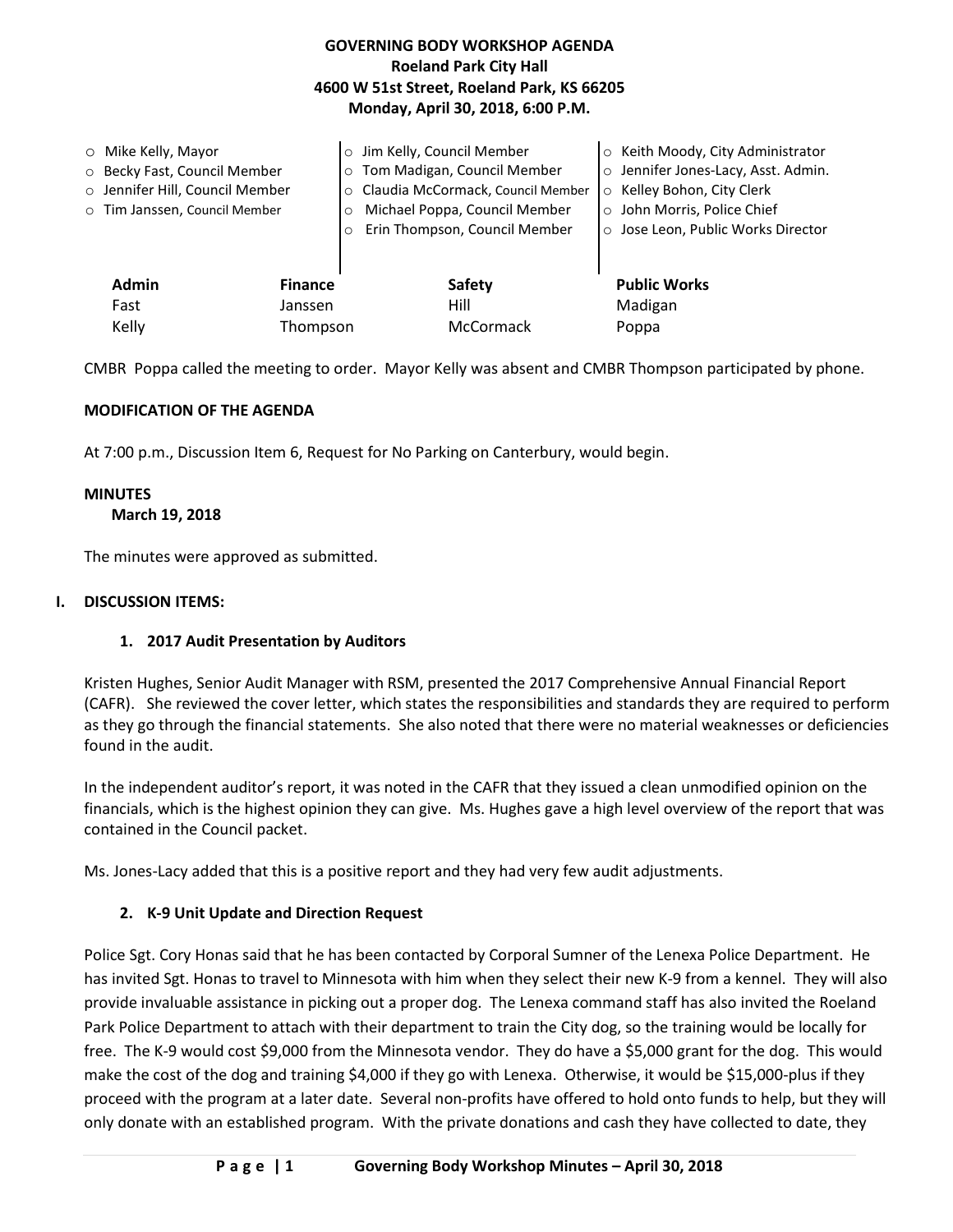# GOVERNING BODY WORKSHOP AGENDA
## Roeland Park City Hall
## 4600 W 51st Street, Roeland Park, KS 66205
## Monday, April 30, 2018, 6:00 P.M.

- Mike Kelly, Mayor
- Becky Fast, Council Member
- Jennifer Hill, Council Member
- Tim Janssen, Council Member
- Jim Kelly, Council Member
- Tom Madigan, Council Member
- Claudia McCormack, Council Member
- Michael Poppa, Council Member
- Erin Thompson, Council Member
- Keith Moody, City Administrator
- Jennifer Jones-Lacy, Asst. Admin.
- Kelley Bohon, City Clerk
- John Morris, Police Chief
- Jose Leon, Public Works Director

| Admin | Finance | Safety | Public Works |
|---|---|---|---|
| Fast | Janssen | Hill | Madigan |
| Kelly | Thompson | McCormack | Poppa |

CMBR Poppa called the meeting to order. Mayor Kelly was absent and CMBR Thompson participated by phone.

**MODIFICATION OF THE AGENDA**

At 7:00 p.m., Discussion Item 6, Request for No Parking on Canterbury, would begin.

**MINUTES**
**March 19, 2018**

The minutes were approved as submitted.

## I. DISCUSSION ITEMS:

### 1. 2017 Audit Presentation by Auditors

Kristen Hughes, Senior Audit Manager with RSM, presented the 2017 Comprehensive Annual Financial Report (CAFR). She reviewed the cover letter, which states the responsibilities and standards they are required to perform as they go through the financial statements. She also noted that there were no material weaknesses or deficiencies found in the audit.

In the independent auditor's report, it was noted in the CAFR that they issued a clean unmodified opinion on the financials, which is the highest opinion they can give. Ms. Hughes gave a high level overview of the report that was contained in the Council packet.

Ms. Jones-Lacy added that this is a positive report and they had very few audit adjustments.

### 2. K-9 Unit Update and Direction Request

Police Sgt. Cory Honas said that he has been contacted by Corporal Sumner of the Lenexa Police Department. He has invited Sgt. Honas to travel to Minnesota with him when they select their new K-9 from a kennel. They will also provide invaluable assistance in picking out a proper dog. The Lenexa command staff has also invited the Roeland Park Police Department to attach with their department to train the City dog, so the training would be locally for free. The K-9 would cost $9,000 from the Minnesota vendor. They do have a $5,000 grant for the dog. This would make the cost of the dog and training $4,000 if they go with Lenexa. Otherwise, it would be $15,000-plus if they proceed with the program at a later date. Several non-profits have offered to hold onto funds to help, but they will only donate with an established program. With the private donations and cash they have collected to date, they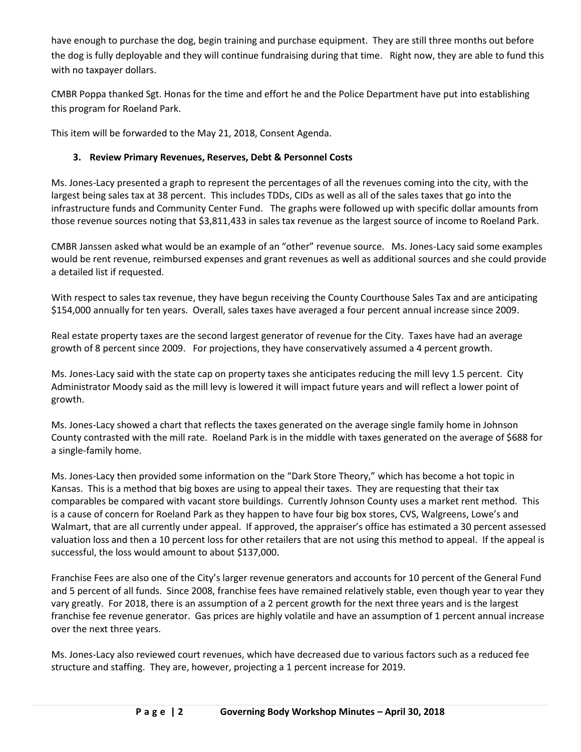have enough to purchase the dog, begin training and purchase equipment. They are still three months out before the dog is fully deployable and they will continue fundraising during that time. Right now, they are able to fund this with no taxpayer dollars.

CMBR Poppa thanked Sgt. Honas for the time and effort he and the Police Department have put into establishing this program for Roeland Park.

This item will be forwarded to the May 21, 2018, Consent Agenda.

**3. Review Primary Revenues, Reserves, Debt & Personnel Costs**

Ms. Jones-Lacy presented a graph to represent the percentages of all the revenues coming into the city, with the largest being sales tax at 38 percent. This includes TDDs, CIDs as well as all of the sales taxes that go into the infrastructure funds and Community Center Fund. The graphs were followed up with specific dollar amounts from those revenue sources noting that $3,811,433 in sales tax revenue as the largest source of income to Roeland Park.

CMBR Janssen asked what would be an example of an "other" revenue source. Ms. Jones-Lacy said some examples would be rent revenue, reimbursed expenses and grant revenues as well as additional sources and she could provide a detailed list if requested.

With respect to sales tax revenue, they have begun receiving the County Courthouse Sales Tax and are anticipating $154,000 annually for ten years. Overall, sales taxes have averaged a four percent annual increase since 2009.

Real estate property taxes are the second largest generator of revenue for the City. Taxes have had an average growth of 8 percent since 2009. For projections, they have conservatively assumed a 4 percent growth.

Ms. Jones-Lacy said with the state cap on property taxes she anticipates reducing the mill levy 1.5 percent. City Administrator Moody said as the mill levy is lowered it will impact future years and will reflect a lower point of growth.

Ms. Jones-Lacy showed a chart that reflects the taxes generated on the average single family home in Johnson County contrasted with the mill rate. Roeland Park is in the middle with taxes generated on the average of $688 for a single-family home.

Ms. Jones-Lacy then provided some information on the "Dark Store Theory," which has become a hot topic in Kansas. This is a method that big boxes are using to appeal their taxes. They are requesting that their tax comparables be compared with vacant store buildings. Currently Johnson County uses a market rent method. This is a cause of concern for Roeland Park as they happen to have four big box stores, CVS, Walgreens, Lowe's and Walmart, that are all currently under appeal. If approved, the appraiser's office has estimated a 30 percent assessed valuation loss and then a 10 percent loss for other retailers that are not using this method to appeal. If the appeal is successful, the loss would amount to about $137,000.

Franchise Fees are also one of the City's larger revenue generators and accounts for 10 percent of the General Fund and 5 percent of all funds. Since 2008, franchise fees have remained relatively stable, even though year to year they vary greatly. For 2018, there is an assumption of a 2 percent growth for the next three years and is the largest franchise fee revenue generator. Gas prices are highly volatile and have an assumption of 1 percent annual increase over the next three years.

Ms. Jones-Lacy also reviewed court revenues, which have decreased due to various factors such as a reduced fee structure and staffing. They are, however, projecting a 1 percent increase for 2019.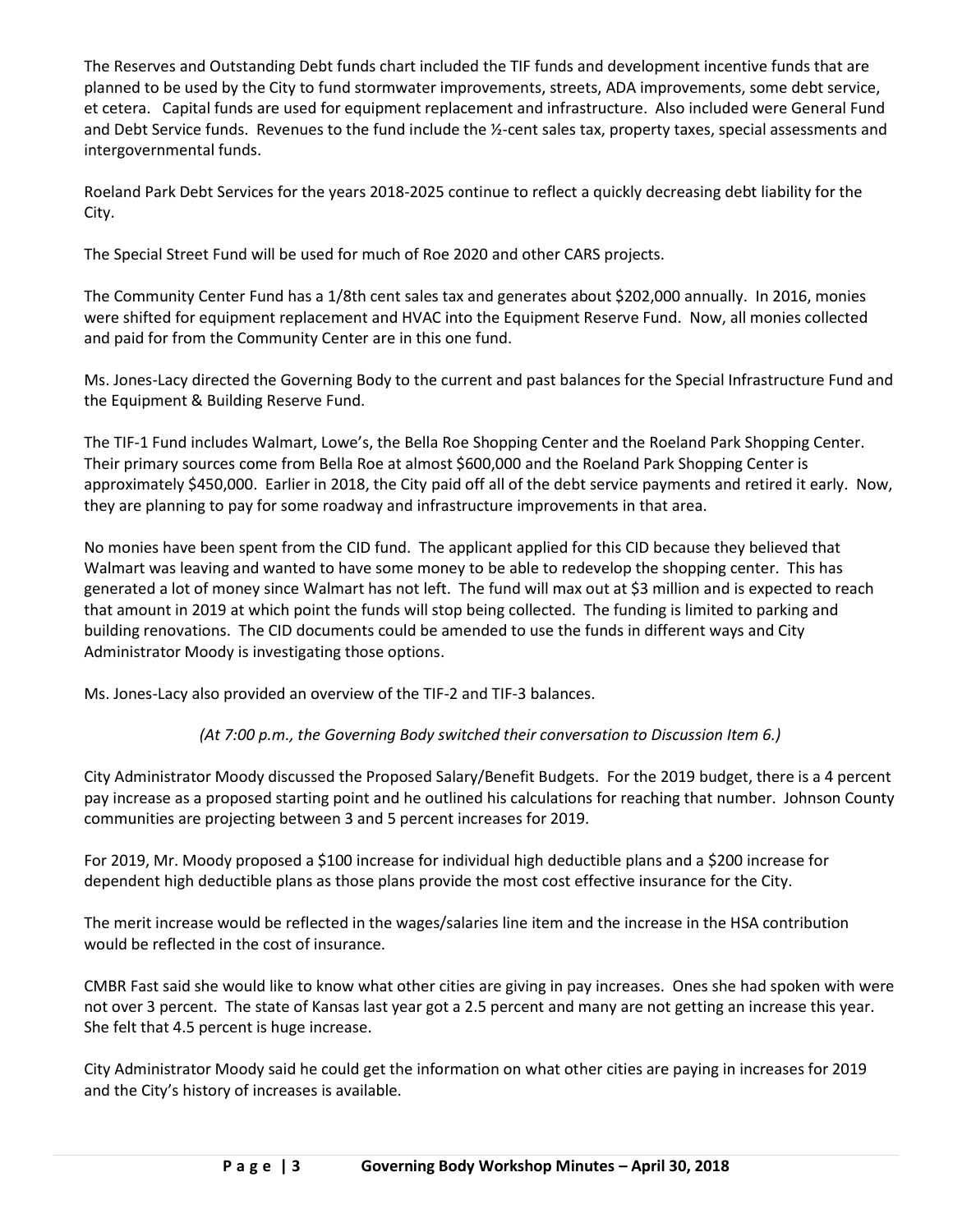The Reserves and Outstanding Debt funds chart included the TIF funds and development incentive funds that are planned to be used by the City to fund stormwater improvements, streets, ADA improvements, some debt service, et cetera. Capital funds are used for equipment replacement and infrastructure. Also included were General Fund and Debt Service funds. Revenues to the fund include the ½-cent sales tax, property taxes, special assessments and intergovernmental funds.

Roeland Park Debt Services for the years 2018-2025 continue to reflect a quickly decreasing debt liability for the City.

The Special Street Fund will be used for much of Roe 2020 and other CARS projects.

The Community Center Fund has a 1/8th cent sales tax and generates about $202,000 annually. In 2016, monies were shifted for equipment replacement and HVAC into the Equipment Reserve Fund. Now, all monies collected and paid for from the Community Center are in this one fund.

Ms. Jones-Lacy directed the Governing Body to the current and past balances for the Special Infrastructure Fund and the Equipment & Building Reserve Fund.

The TIF-1 Fund includes Walmart, Lowe's, the Bella Roe Shopping Center and the Roeland Park Shopping Center. Their primary sources come from Bella Roe at almost $600,000 and the Roeland Park Shopping Center is approximately $450,000. Earlier in 2018, the City paid off all of the debt service payments and retired it early. Now, they are planning to pay for some roadway and infrastructure improvements in that area.

No monies have been spent from the CID fund. The applicant applied for this CID because they believed that Walmart was leaving and wanted to have some money to be able to redevelop the shopping center. This has generated a lot of money since Walmart has not left. The fund will max out at $3 million and is expected to reach that amount in 2019 at which point the funds will stop being collected. The funding is limited to parking and building renovations. The CID documents could be amended to use the funds in different ways and City Administrator Moody is investigating those options.

Ms. Jones-Lacy also provided an overview of the TIF-2 and TIF-3 balances.

*(At 7:00 p.m., the Governing Body switched their conversation to Discussion Item 6.)*

City Administrator Moody discussed the Proposed Salary/Benefit Budgets. For the 2019 budget, there is a 4 percent pay increase as a proposed starting point and he outlined his calculations for reaching that number. Johnson County communities are projecting between 3 and 5 percent increases for 2019.

For 2019, Mr. Moody proposed a $100 increase for individual high deductible plans and a $200 increase for dependent high deductible plans as those plans provide the most cost effective insurance for the City.

The merit increase would be reflected in the wages/salaries line item and the increase in the HSA contribution would be reflected in the cost of insurance.

CMBR Fast said she would like to know what other cities are giving in pay increases. Ones she had spoken with were not over 3 percent. The state of Kansas last year got a 2.5 percent and many are not getting an increase this year. She felt that 4.5 percent is huge increase.

City Administrator Moody said he could get the information on what other cities are paying in increases for 2019 and the City's history of increases is available.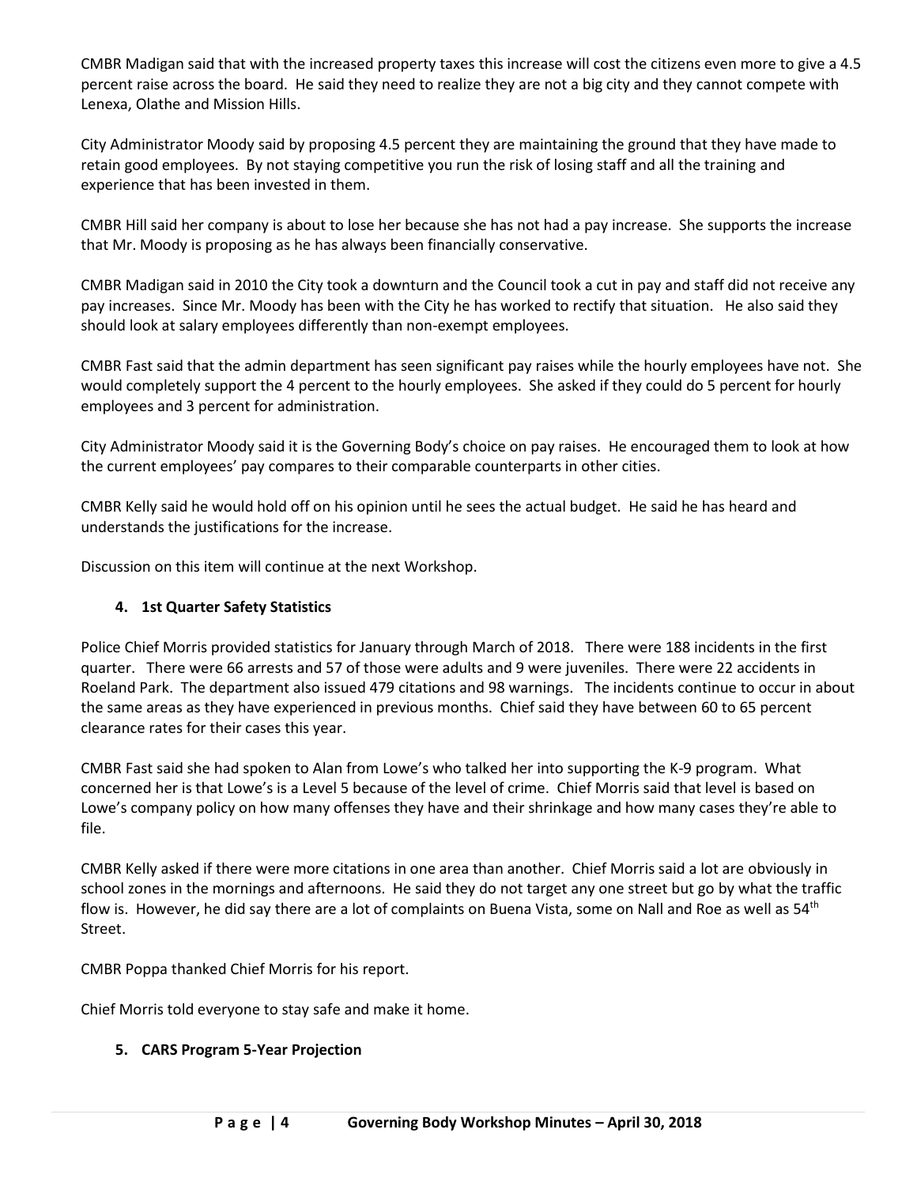CMBR Madigan said that with the increased property taxes this increase will cost the citizens even more to give a 4.5 percent raise across the board. He said they need to realize they are not a big city and they cannot compete with Lenexa, Olathe and Mission Hills.

City Administrator Moody said by proposing 4.5 percent they are maintaining the ground that they have made to retain good employees. By not staying competitive you run the risk of losing staff and all the training and experience that has been invested in them.

CMBR Hill said her company is about to lose her because she has not had a pay increase. She supports the increase that Mr. Moody is proposing as he has always been financially conservative.

CMBR Madigan said in 2010 the City took a downturn and the Council took a cut in pay and staff did not receive any pay increases. Since Mr. Moody has been with the City he has worked to rectify that situation. He also said they should look at salary employees differently than non-exempt employees.

CMBR Fast said that the admin department has seen significant pay raises while the hourly employees have not. She would completely support the 4 percent to the hourly employees. She asked if they could do 5 percent for hourly employees and 3 percent for administration.

City Administrator Moody said it is the Governing Body's choice on pay raises. He encouraged them to look at how the current employees' pay compares to their comparable counterparts in other cities.

CMBR Kelly said he would hold off on his opinion until he sees the actual budget. He said he has heard and understands the justifications for the increase.

Discussion on this item will continue at the next Workshop.

## 4. 1st Quarter Safety Statistics

Police Chief Morris provided statistics for January through March of 2018. There were 188 incidents in the first quarter. There were 66 arrests and 57 of those were adults and 9 were juveniles. There were 22 accidents in Roeland Park. The department also issued 479 citations and 98 warnings. The incidents continue to occur in about the same areas as they have experienced in previous months. Chief said they have between 60 to 65 percent clearance rates for their cases this year.

CMBR Fast said she had spoken to Alan from Lowe's who talked her into supporting the K-9 program. What concerned her is that Lowe's is a Level 5 because of the level of crime. Chief Morris said that level is based on Lowe's company policy on how many offenses they have and their shrinkage and how many cases they're able to file.

CMBR Kelly asked if there were more citations in one area than another. Chief Morris said a lot are obviously in school zones in the mornings and afternoons. He said they do not target any one street but go by what the traffic flow is. However, he did say there are a lot of complaints on Buena Vista, some on Nall and Roe as well as 54th Street.

CMBR Poppa thanked Chief Morris for his report.

Chief Morris told everyone to stay safe and make it home.

## 5. CARS Program 5-Year Projection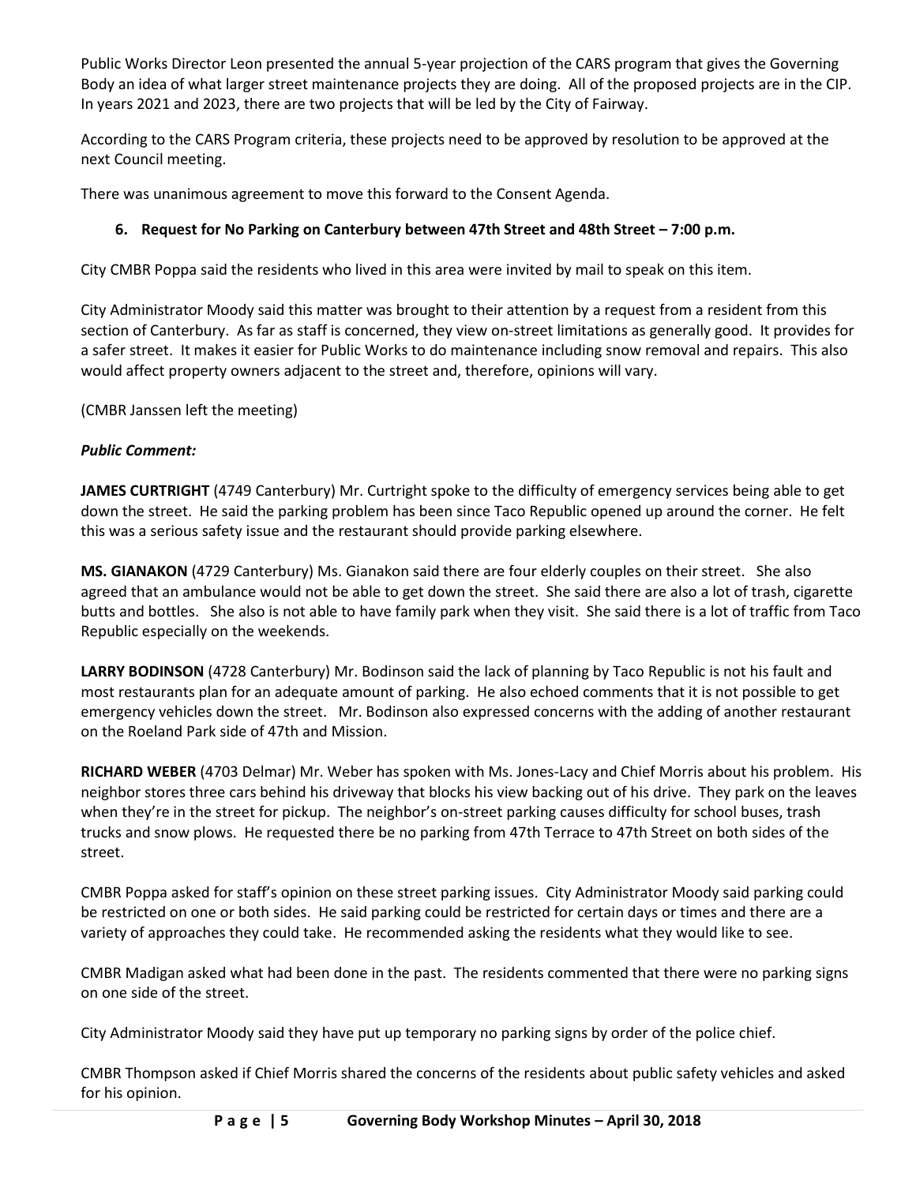Public Works Director Leon presented the annual 5-year projection of the CARS program that gives the Governing Body an idea of what larger street maintenance projects they are doing. All of the proposed projects are in the CIP. In years 2021 and 2023, there are two projects that will be led by the City of Fairway.

According to the CARS Program criteria, these projects need to be approved by resolution to be approved at the next Council meeting.

There was unanimous agreement to move this forward to the Consent Agenda.

**6. Request for No Parking on Canterbury between 47th Street and 48th Street – 7:00 p.m.**

City CMBR Poppa said the residents who lived in this area were invited by mail to speak on this item.

City Administrator Moody said this matter was brought to their attention by a request from a resident from this section of Canterbury. As far as staff is concerned, they view on-street limitations as generally good. It provides for a safer street. It makes it easier for Public Works to do maintenance including snow removal and repairs. This also would affect property owners adjacent to the street and, therefore, opinions will vary.

(CMBR Janssen left the meeting)

***Public Comment:***

**JAMES CURTRIGHT** (4749 Canterbury) Mr. Curtright spoke to the difficulty of emergency services being able to get down the street. He said the parking problem has been since Taco Republic opened up around the corner. He felt this was a serious safety issue and the restaurant should provide parking elsewhere.

**MS. GIANAKON** (4729 Canterbury) Ms. Gianakon said there are four elderly couples on their street. She also agreed that an ambulance would not be able to get down the street. She said there are also a lot of trash, cigarette butts and bottles. She also is not able to have family park when they visit. She said there is a lot of traffic from Taco Republic especially on the weekends.

**LARRY BODINSON** (4728 Canterbury) Mr. Bodinson said the lack of planning by Taco Republic is not his fault and most restaurants plan for an adequate amount of parking. He also echoed comments that it is not possible to get emergency vehicles down the street. Mr. Bodinson also expressed concerns with the adding of another restaurant on the Roeland Park side of 47th and Mission.

**RICHARD WEBER** (4703 Delmar) Mr. Weber has spoken with Ms. Jones-Lacy and Chief Morris about his problem. His neighbor stores three cars behind his driveway that blocks his view backing out of his drive. They park on the leaves when they're in the street for pickup. The neighbor's on-street parking causes difficulty for school buses, trash trucks and snow plows. He requested there be no parking from 47th Terrace to 47th Street on both sides of the street.

CMBR Poppa asked for staff's opinion on these street parking issues. City Administrator Moody said parking could be restricted on one or both sides. He said parking could be restricted for certain days or times and there are a variety of approaches they could take. He recommended asking the residents what they would like to see.

CMBR Madigan asked what had been done in the past. The residents commented that there were no parking signs on one side of the street.

City Administrator Moody said they have put up temporary no parking signs by order of the police chief.

CMBR Thompson asked if Chief Morris shared the concerns of the residents about public safety vehicles and asked for his opinion.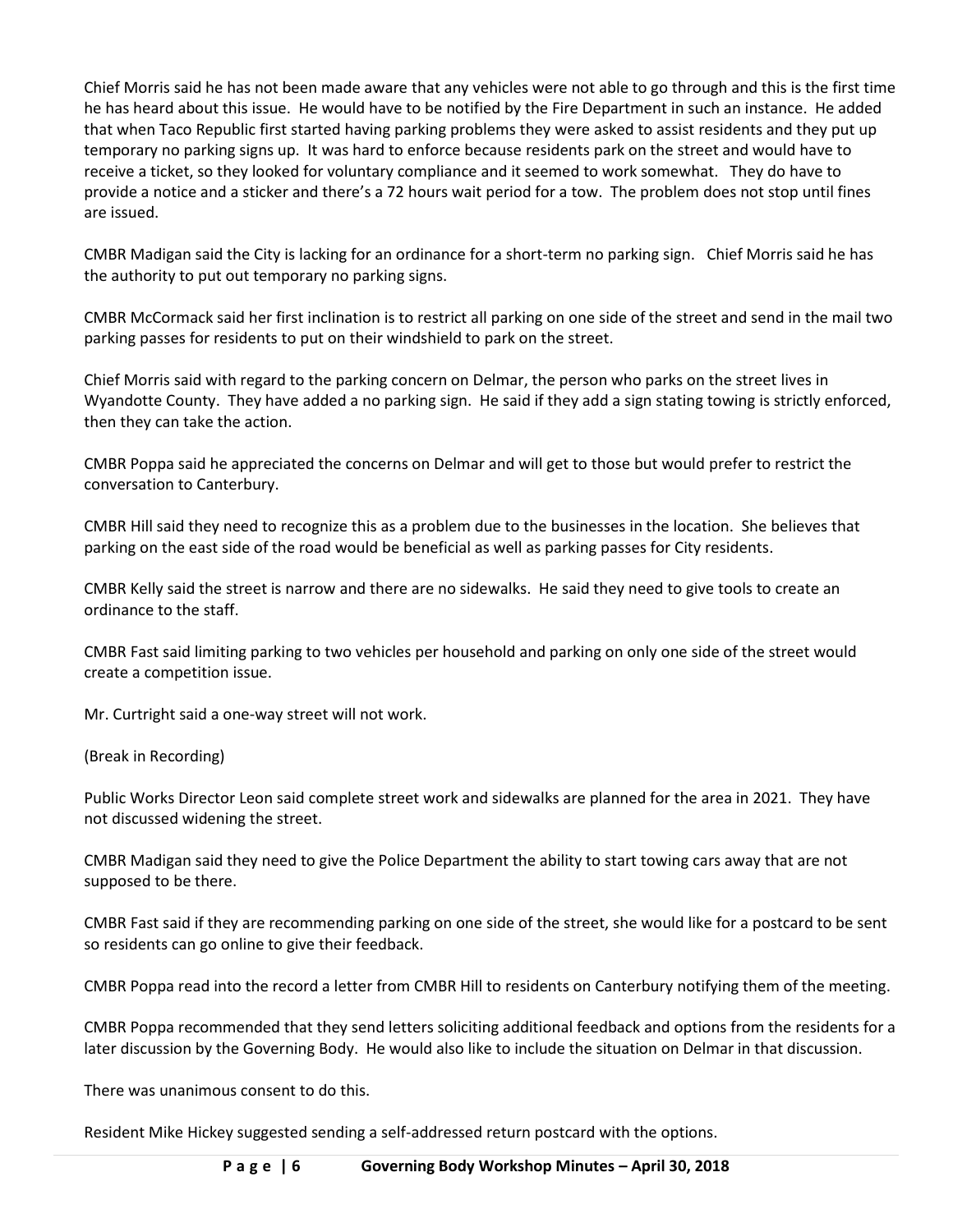Chief Morris said he has not been made aware that any vehicles were not able to go through and this is the first time he has heard about this issue. He would have to be notified by the Fire Department in such an instance. He added that when Taco Republic first started having parking problems they were asked to assist residents and they put up temporary no parking signs up. It was hard to enforce because residents park on the street and would have to receive a ticket, so they looked for voluntary compliance and it seemed to work somewhat. They do have to provide a notice and a sticker and there's a 72 hours wait period for a tow. The problem does not stop until fines are issued.

CMBR Madigan said the City is lacking for an ordinance for a short-term no parking sign. Chief Morris said he has the authority to put out temporary no parking signs.

CMBR McCormack said her first inclination is to restrict all parking on one side of the street and send in the mail two parking passes for residents to put on their windshield to park on the street.

Chief Morris said with regard to the parking concern on Delmar, the person who parks on the street lives in Wyandotte County. They have added a no parking sign. He said if they add a sign stating towing is strictly enforced, then they can take the action.

CMBR Poppa said he appreciated the concerns on Delmar and will get to those but would prefer to restrict the conversation to Canterbury.

CMBR Hill said they need to recognize this as a problem due to the businesses in the location. She believes that parking on the east side of the road would be beneficial as well as parking passes for City residents.

CMBR Kelly said the street is narrow and there are no sidewalks. He said they need to give tools to create an ordinance to the staff.

CMBR Fast said limiting parking to two vehicles per household and parking on only one side of the street would create a competition issue.

Mr. Curtright said a one-way street will not work.

(Break in Recording)

Public Works Director Leon said complete street work and sidewalks are planned for the area in 2021. They have not discussed widening the street.

CMBR Madigan said they need to give the Police Department the ability to start towing cars away that are not supposed to be there.

CMBR Fast said if they are recommending parking on one side of the street, she would like for a postcard to be sent so residents can go online to give their feedback.

CMBR Poppa read into the record a letter from CMBR Hill to residents on Canterbury notifying them of the meeting.

CMBR Poppa recommended that they send letters soliciting additional feedback and options from the residents for a later discussion by the Governing Body. He would also like to include the situation on Delmar in that discussion.

There was unanimous consent to do this.

Resident Mike Hickey suggested sending a self-addressed return postcard with the options.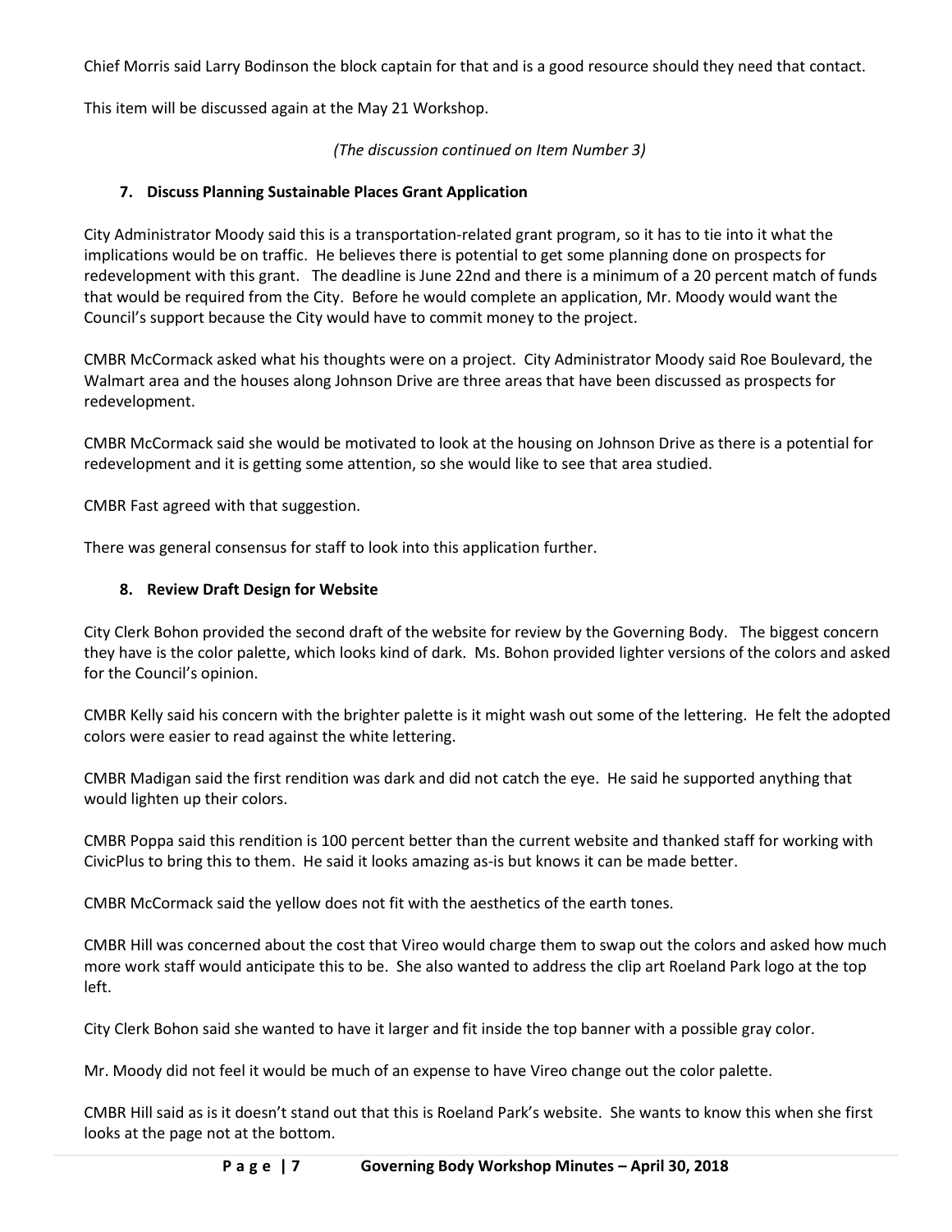Chief Morris said Larry Bodinson the block captain for that and is a good resource should they need that contact.

This item will be discussed again at the May 21 Workshop.

*(The discussion continued on Item Number 3)*

### 7. Discuss Planning Sustainable Places Grant Application

City Administrator Moody said this is a transportation-related grant program, so it has to tie into it what the implications would be on traffic. He believes there is potential to get some planning done on prospects for redevelopment with this grant. The deadline is June 22nd and there is a minimum of a 20 percent match of funds that would be required from the City. Before he would complete an application, Mr. Moody would want the Council's support because the City would have to commit money to the project.

CMBR McCormack asked what his thoughts were on a project. City Administrator Moody said Roe Boulevard, the Walmart area and the houses along Johnson Drive are three areas that have been discussed as prospects for redevelopment.

CMBR McCormack said she would be motivated to look at the housing on Johnson Drive as there is a potential for redevelopment and it is getting some attention, so she would like to see that area studied.

CMBR Fast agreed with that suggestion.

There was general consensus for staff to look into this application further.

### 8. Review Draft Design for Website

City Clerk Bohon provided the second draft of the website for review by the Governing Body. The biggest concern they have is the color palette, which looks kind of dark. Ms. Bohon provided lighter versions of the colors and asked for the Council's opinion.

CMBR Kelly said his concern with the brighter palette is it might wash out some of the lettering. He felt the adopted colors were easier to read against the white lettering.

CMBR Madigan said the first rendition was dark and did not catch the eye. He said he supported anything that would lighten up their colors.

CMBR Poppa said this rendition is 100 percent better than the current website and thanked staff for working with CivicPlus to bring this to them. He said it looks amazing as-is but knows it can be made better.

CMBR McCormack said the yellow does not fit with the aesthetics of the earth tones.

CMBR Hill was concerned about the cost that Vireo would charge them to swap out the colors and asked how much more work staff would anticipate this to be. She also wanted to address the clip art Roeland Park logo at the top left.

City Clerk Bohon said she wanted to have it larger and fit inside the top banner with a possible gray color.

Mr. Moody did not feel it would be much of an expense to have Vireo change out the color palette.

CMBR Hill said as is it doesn't stand out that this is Roeland Park's website. She wants to know this when she first looks at the page not at the bottom.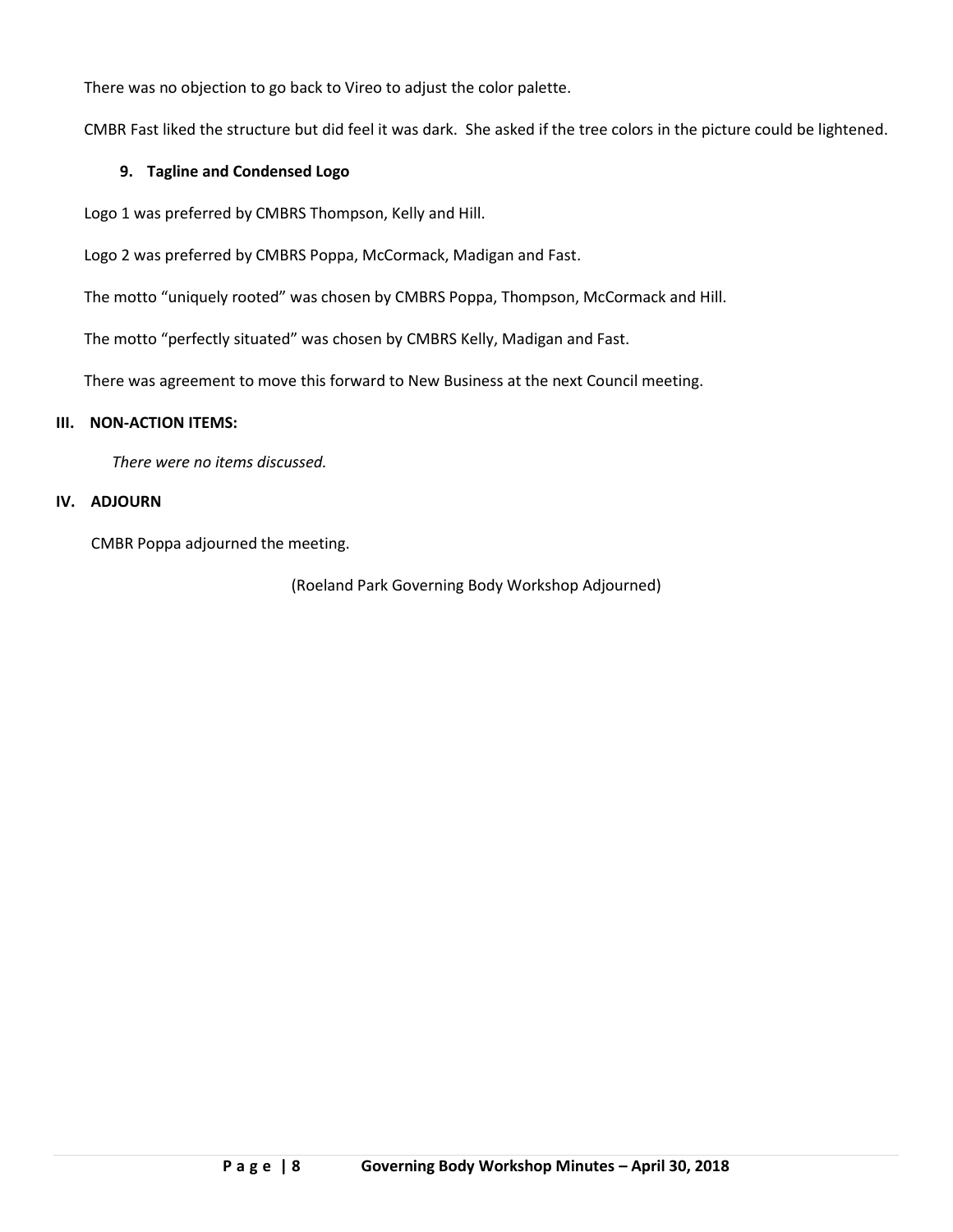There was no objection to go back to Vireo to adjust the color palette.

CMBR Fast liked the structure but did feel it was dark. She asked if the tree colors in the picture could be lightened.

### 9. Tagline and Condensed Logo

Logo 1 was preferred by CMBRS Thompson, Kelly and Hill.

Logo 2 was preferred by CMBRS Poppa, McCormack, Madigan and Fast.

The motto "uniquely rooted" was chosen by CMBRS Poppa, Thompson, McCormack and Hill.

The motto "perfectly situated" was chosen by CMBRS Kelly, Madigan and Fast.

There was agreement to move this forward to New Business at the next Council meeting.

## III. NON-ACTION ITEMS:

*There were no items discussed.*

## IV. ADJOURN

CMBR Poppa adjourned the meeting.

(Roeland Park Governing Body Workshop Adjourned)